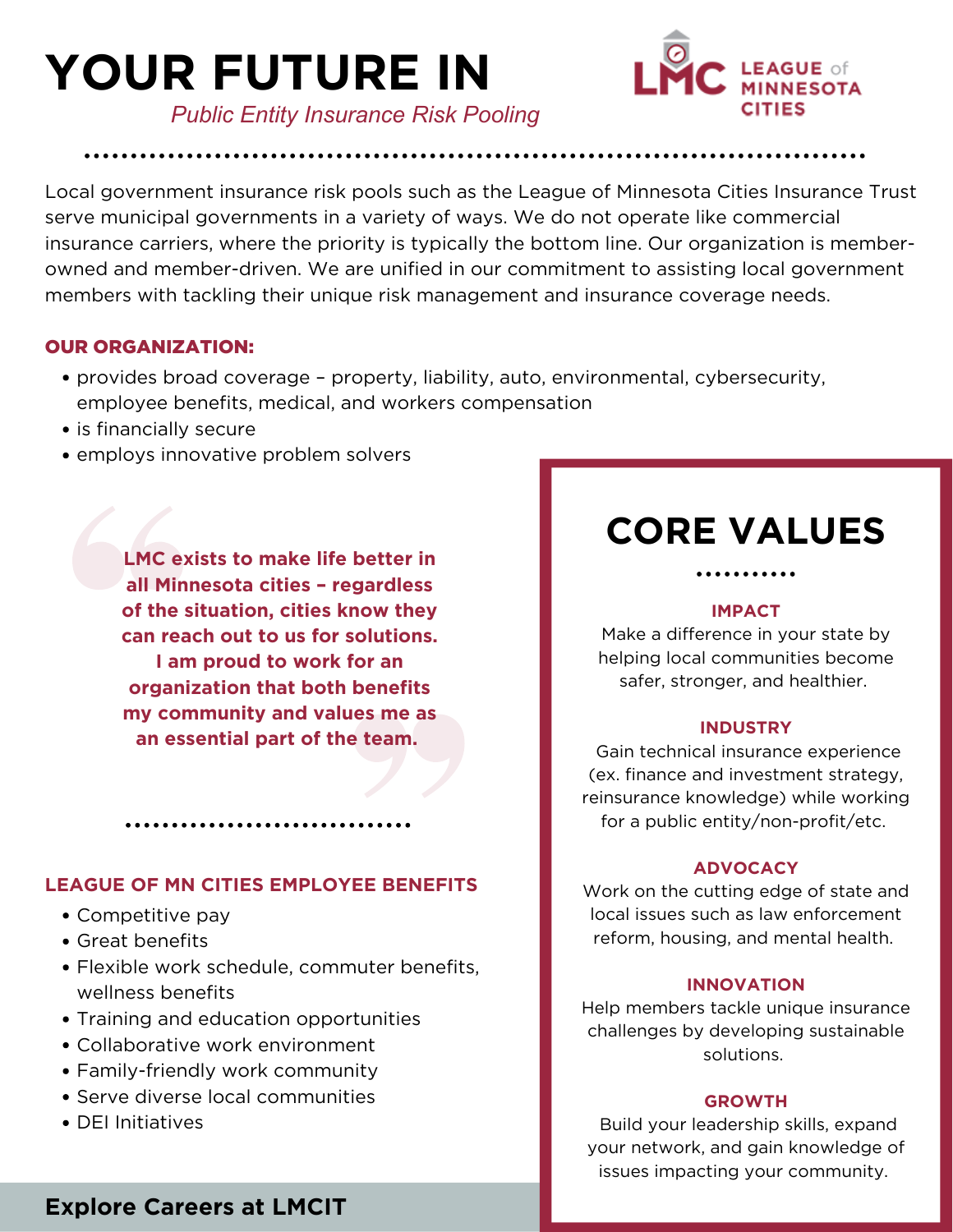# YOUR FUTURE IN

*Public Entity Insurance Risk Pooling*

LMC LEAGUE of MINNESOTA CITIES

Local government insurance risk pools such as the League of Minnesota Cities Insurance Trust serve municipal governments in a variety of ways. We do not operate like commercial insurance carriers, where the priority is typically the bottom line. Our organization is member-owned and member-driven. We are unified in our commitment to assisting local government members with tackling their unique risk management and insurance coverage needs.

### OUR ORGANIZATION:

- provides broad coverage – property, liability, auto, environmental, cybersecurity, employee benefits, medical, and workers compensation
- is financially secure
- employs innovative problem solvers

> **LMC exists to make life better in all Minnesota cities – regardless of the situation, cities know they can reach out to us for solutions. I am proud to work for an organization that both benefits my community and values me as an essential part of the team.**

### LEAGUE OF MN CITIES EMPLOYEE BENEFITS

- Competitive pay
- Great benefits
- Flexible work schedule, commuter benefits, wellness benefits
- Training and education opportunities
- Collaborative work environment
- Family-friendly work community
- Serve diverse local communities
- DEI Initiatives

## CORE VALUES

### IMPACT

Make a difference in your state by helping local communities become safer, stronger, and healthier.

### INDUSTRY

Gain technical insurance experience (ex. finance and investment strategy, reinsurance knowledge) while working for a public entity/non-profit/etc.

### ADVOCACY

Work on the cutting edge of state and local issues such as law enforcement reform, housing, and mental health.

### INNOVATION

Help members tackle unique insurance challenges by developing sustainable solutions.

### GROWTH

Build your leadership skills, expand your network, and gain knowledge of issues impacting your community.

**Explore Careers at LMCIT**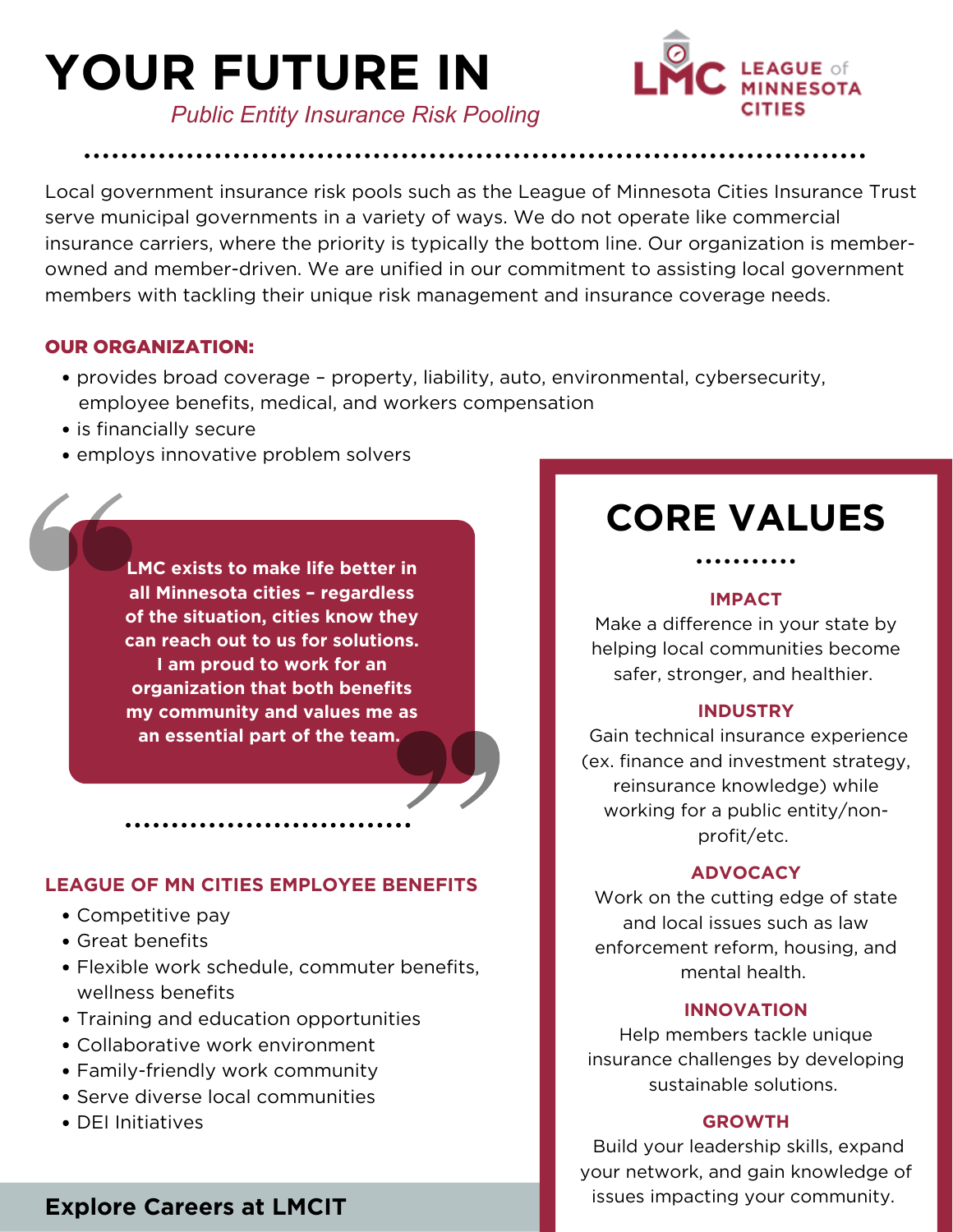# YOUR FUTURE IN

*Public Entity Insurance Risk Pooling*

LMC LEAGUE of MINNESOTA CITIES

Local government insurance risk pools such as the League of Minnesota Cities Insurance Trust serve municipal governments in a variety of ways. We do not operate like commercial insurance carriers, where the priority is typically the bottom line. Our organization is member-owned and member-driven. We are unified in our commitment to assisting local government members with tackling their unique risk management and insurance coverage needs.

### OUR ORGANIZATION:

- provides broad coverage – property, liability, auto, environmental, cybersecurity, employee benefits, medical, and workers compensation
- is financially secure
- employs innovative problem solvers

> **LMC exists to make life better in all Minnesota cities – regardless of the situation, cities know they can reach out to us for solutions. I am proud to work for an organization that both benefits my community and values me as an essential part of the team.**

### LEAGUE OF MN CITIES EMPLOYEE BENEFITS

- Competitive pay
- Great benefits
- Flexible work schedule, commuter benefits, wellness benefits
- Training and education opportunities
- Collaborative work environment
- Family-friendly work community
- Serve diverse local communities
- DEI Initiatives

## CORE VALUES

### IMPACT

Make a difference in your state by helping local communities become safer, stronger, and healthier.

### INDUSTRY

Gain technical insurance experience (ex. finance and investment strategy, reinsurance knowledge) while working for a public entity/non-profit/etc.

### ADVOCACY

Work on the cutting edge of state and local issues such as law enforcement reform, housing, and mental health.

### INNOVATION

Help members tackle unique insurance challenges by developing sustainable solutions.

### GROWTH

Build your leadership skills, expand your network, and gain knowledge of issues impacting your community.

**Explore Careers at LMCIT**